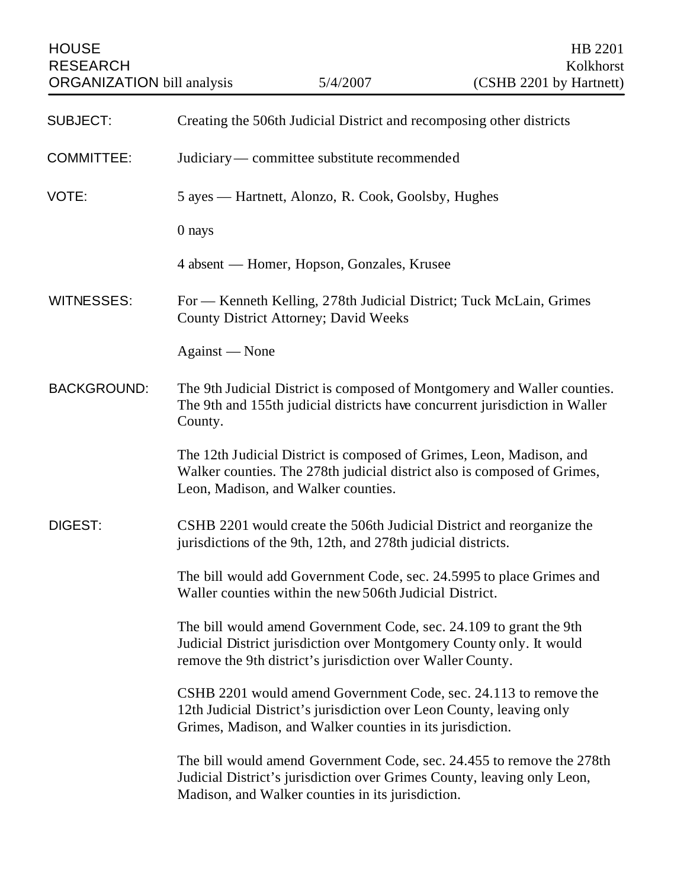HOUSE RESEARCH ORGANIZATION bill analysis | 5/4/2007 | HB 2201 Kolkhorst (CSHB 2201 by Hartnett)

**SUBJECT:** Creating the 506th Judicial District and recomposing other districts

**COMMITTEE:** Judiciary — committee substitute recommended

**VOTE:** 5 ayes — Hartnett, Alonzo, R. Cook, Goolsby, Hughes

0 nays

4 absent — Homer, Hopson, Gonzales, Krusee

**WITNESSES:** For — Kenneth Kelling, 278th Judicial District; Tuck McLain, Grimes County District Attorney; David Weeks

Against — None

**BACKGROUND:** The 9th Judicial District is composed of Montgomery and Waller counties. The 9th and 155th judicial districts have concurrent jurisdiction in Waller County.

The 12th Judicial District is composed of Grimes, Leon, Madison, and Walker counties. The 278th judicial district also is composed of Grimes, Leon, Madison, and Walker counties.

**DIGEST:** CSHB 2201 would create the 506th Judicial District and reorganize the jurisdictions of the 9th, 12th, and 278th judicial districts.

The bill would add Government Code, sec. 24.5995 to place Grimes and Waller counties within the new 506th Judicial District.

The bill would amend Government Code, sec. 24.109 to grant the 9th Judicial District jurisdiction over Montgomery County only. It would remove the 9th district's jurisdiction over Waller County.

CSHB 2201 would amend Government Code, sec. 24.113 to remove the 12th Judicial District's jurisdiction over Leon County, leaving only Grimes, Madison, and Walker counties in its jurisdiction.

The bill would amend Government Code, sec. 24.455 to remove the 278th Judicial District's jurisdiction over Grimes County, leaving only Leon, Madison, and Walker counties in its jurisdiction.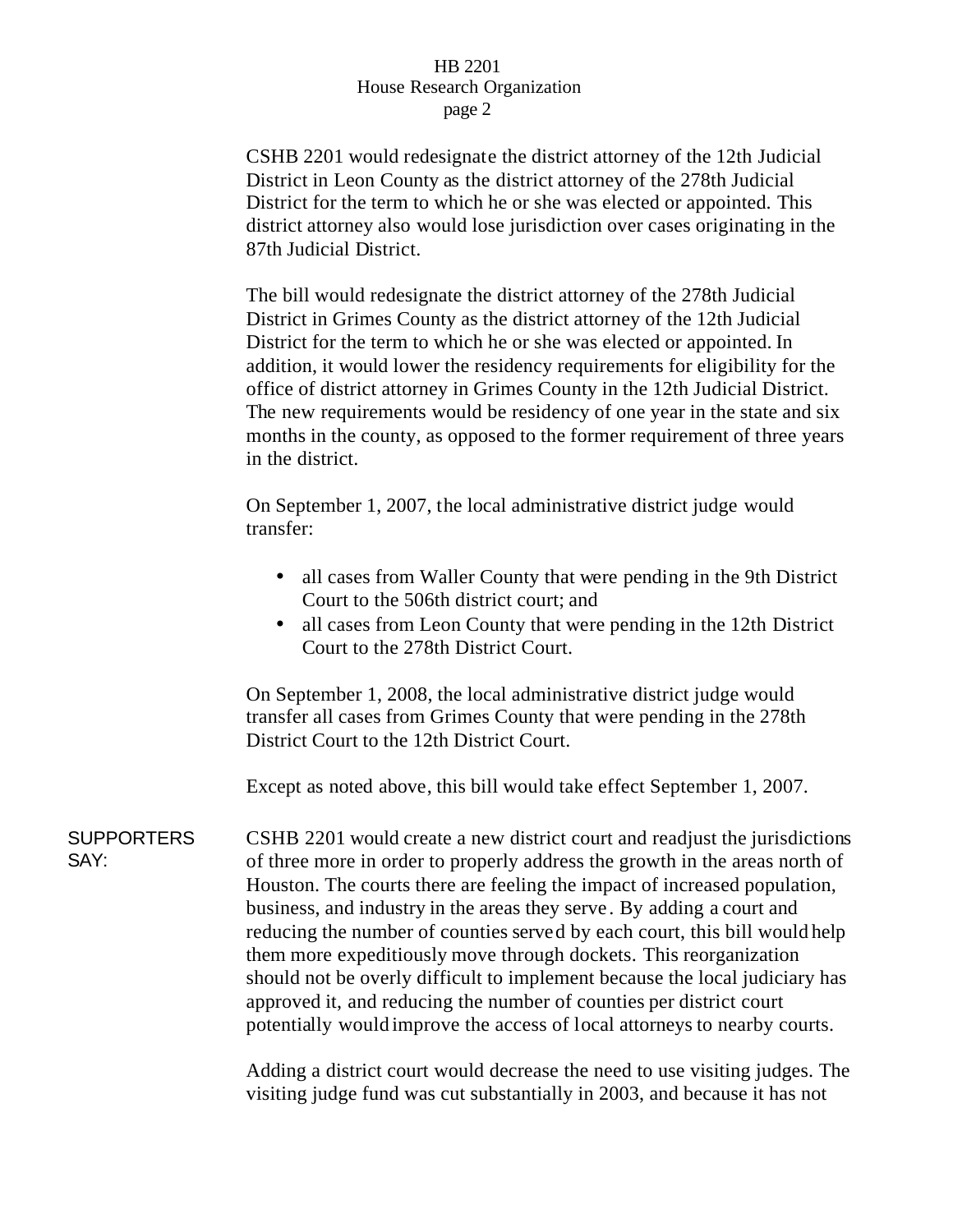CSHB 2201 would redesignate the district attorney of the 12th Judicial District in Leon County as the district attorney of the 278th Judicial District for the term to which he or she was elected or appointed. This district attorney also would lose jurisdiction over cases originating in the 87th Judicial District.

The bill would redesignate the district attorney of the 278th Judicial District in Grimes County as the district attorney of the 12th Judicial District for the term to which he or she was elected or appointed. In addition, it would lower the residency requirements for eligibility for the office of district attorney in Grimes County in the 12th Judicial District. The new requirements would be residency of one year in the state and six months in the county, as opposed to the former requirement of three years in the district.

On September 1, 2007, the local administrative district judge would transfer:

- all cases from Waller County that were pending in the 9th District Court to the 506th district court; and
- all cases from Leon County that were pending in the 12th District Court to the 278th District Court.

On September 1, 2008, the local administrative district judge would transfer all cases from Grimes County that were pending in the 278th District Court to the 12th District Court.

Except as noted above, this bill would take effect September 1, 2007.

**SUPPORTERS SAY:**

CSHB 2201 would create a new district court and readjust the jurisdictions of three more in order to properly address the growth in the areas north of Houston. The courts there are feeling the impact of increased population, business, and industry in the areas they serve. By adding a court and reducing the number of counties served by each court, this bill would help them more expeditiously move through dockets. This reorganization should not be overly difficult to implement because the local judiciary has approved it, and reducing the number of counties per district court potentially would improve the access of local attorneys to nearby courts.

Adding a district court would decrease the need to use visiting judges. The visiting judge fund was cut substantially in 2003, and because it has not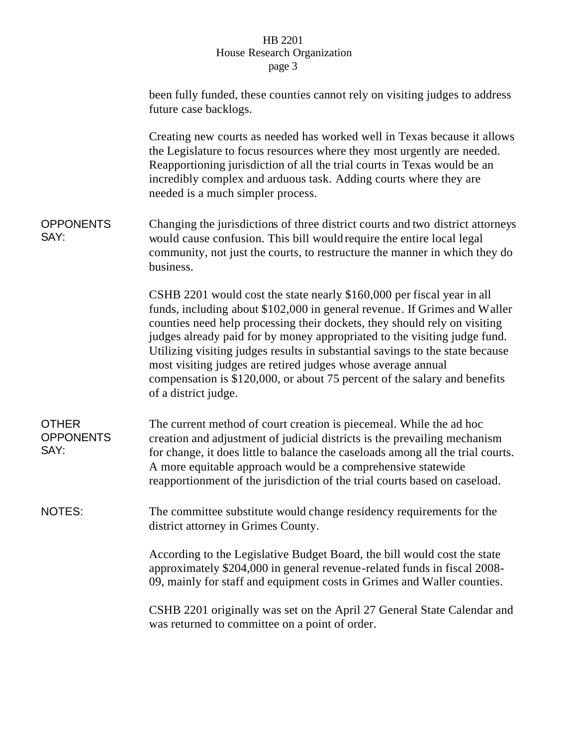been fully funded, these counties cannot rely on visiting judges to address future case backlogs.

Creating new courts as needed has worked well in Texas because it allows the Legislature to focus resources where they most urgently are needed. Reapportioning jurisdiction of all the trial courts in Texas would be an incredibly complex and arduous task. Adding courts where they are needed is a much simpler process.

**OPPONENTS SAY:** Changing the jurisdictions of three district courts and two district attorneys would cause confusion. This bill would require the entire local legal community, not just the courts, to restructure the manner in which they do business.

CSHB 2201 would cost the state nearly $160,000 per fiscal year in all funds, including about $102,000 in general revenue. If Grimes and Waller counties need help processing their dockets, they should rely on visiting judges already paid for by money appropriated to the visiting judge fund. Utilizing visiting judges results in substantial savings to the state because most visiting judges are retired judges whose average annual compensation is $120,000, or about 75 percent of the salary and benefits of a district judge.

**OTHER OPPONENTS SAY:** The current method of court creation is piecemeal. While the ad hoc creation and adjustment of judicial districts is the prevailing mechanism for change, it does little to balance the caseloads among all the trial courts. A more equitable approach would be a comprehensive statewide reapportionment of the jurisdiction of the trial courts based on caseload.

**NOTES:** The committee substitute would change residency requirements for the district attorney in Grimes County.

According to the Legislative Budget Board, the bill would cost the state approximately $204,000 in general revenue-related funds in fiscal 2008-09, mainly for staff and equipment costs in Grimes and Waller counties.

CSHB 2201 originally was set on the April 27 General State Calendar and was returned to committee on a point of order.